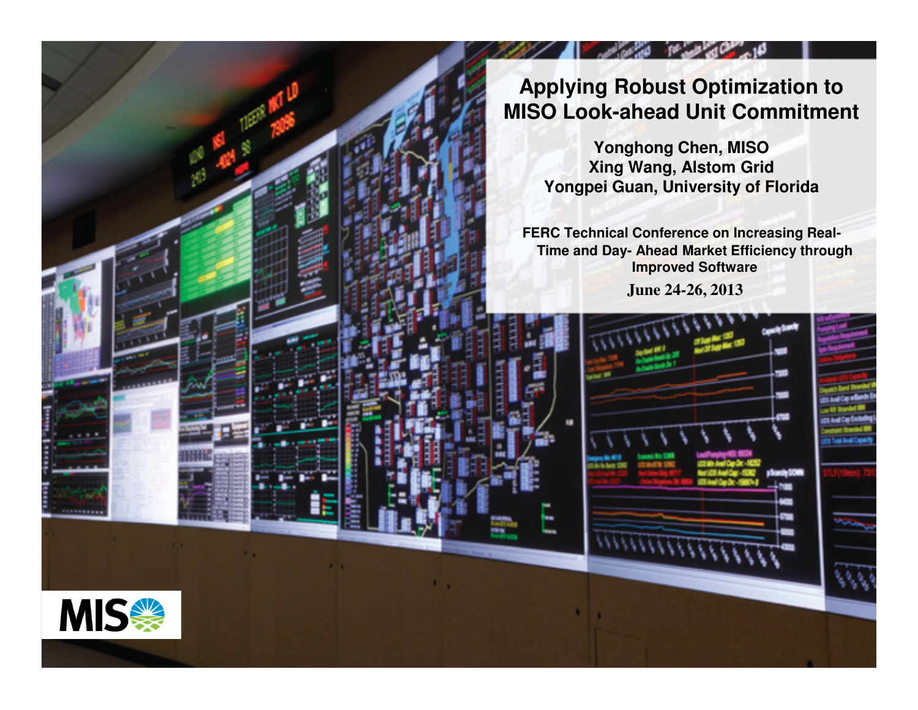# Applying Robust Optimization to MISO Look-ahead Unit Commitment

**Yonghong Chen, MISO**
**Xing Wang, Alstom Grid**
**Yongpei Guan, University of Florida**

**FERC Technical Conference on Increasing Real-Time and Day- Ahead Market Efficiency through Improved Software**

**June 24-26, 2013**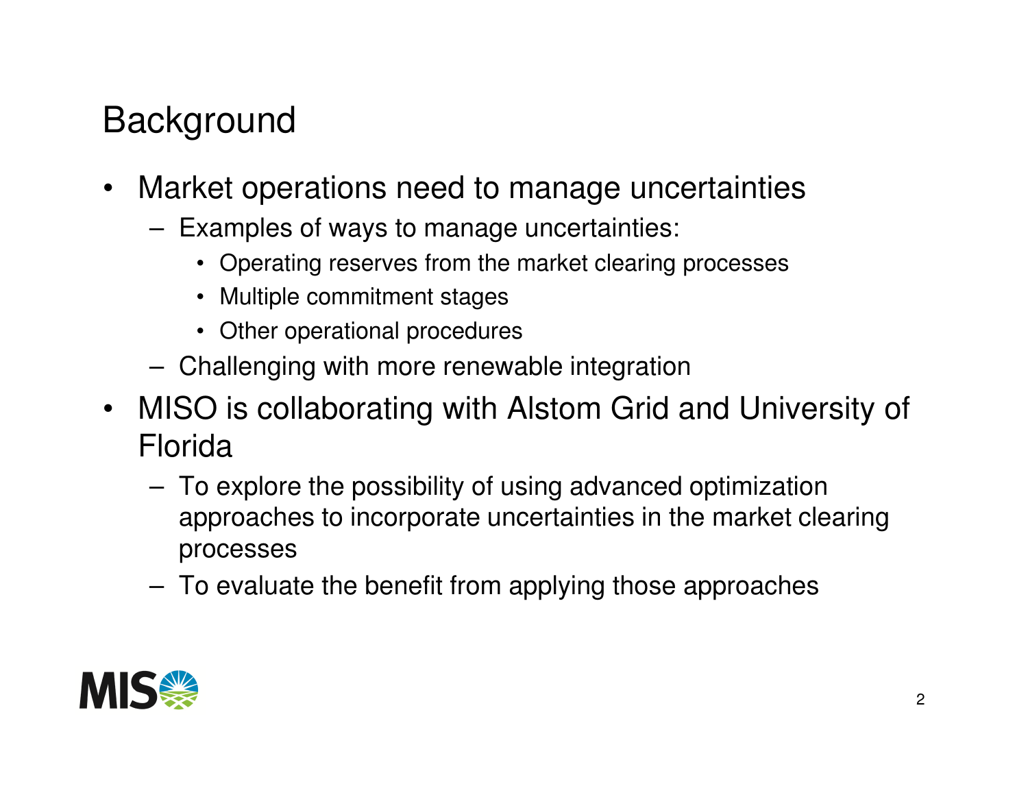# Background

- Market operations need to manage uncertainties
  - Examples of ways to manage uncertainties:
    - Operating reserves from the market clearing processes
    - Multiple commitment stages
    - Other operational procedures
  - Challenging with more renewable integration
- MISO is collaborating with Alstom Grid and University of Florida
  - To explore the possibility of using advanced optimization approaches to incorporate uncertainties in the market clearing processes
  - To evaluate the benefit from applying those approaches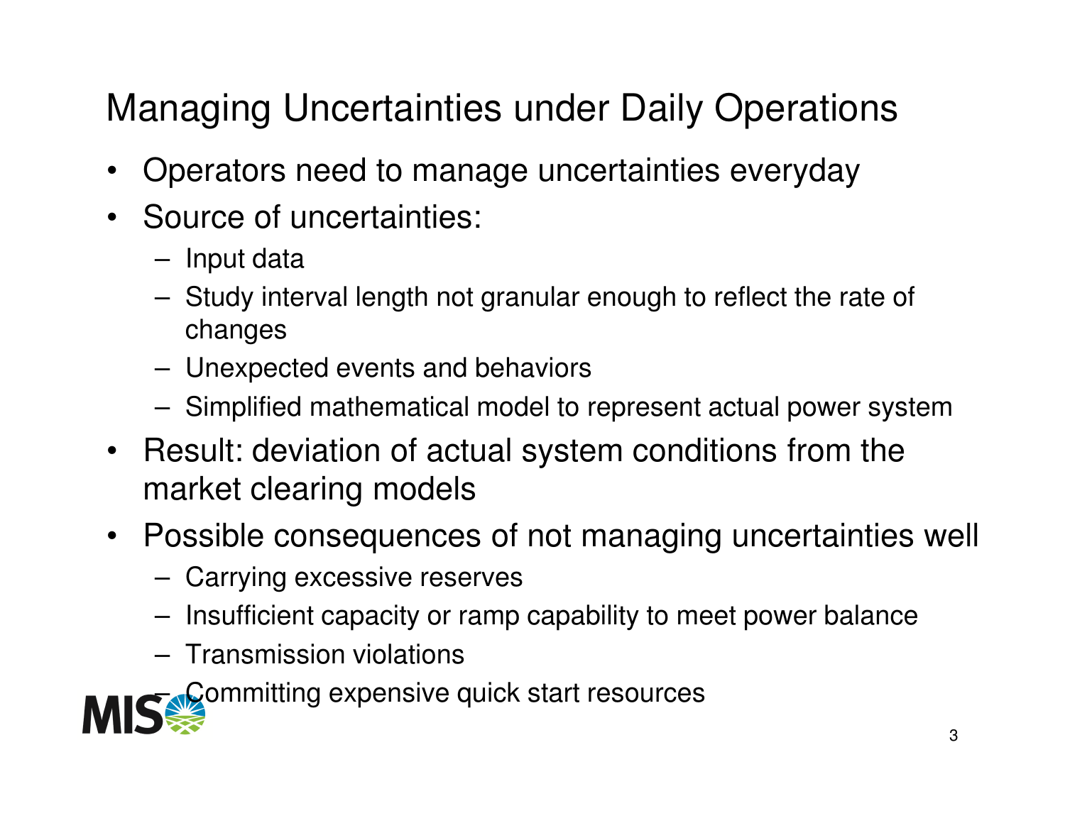# Managing Uncertainties under Daily Operations

- Operators need to manage uncertainties everyday
- Source of uncertainties:
  - Input data
  - Study interval length not granular enough to reflect the rate of changes
  - Unexpected events and behaviors
  - Simplified mathematical model to represent actual power system
- Result: deviation of actual system conditions from the market clearing models
- Possible consequences of not managing uncertainties well
  - Carrying excessive reserves
  - Insufficient capacity or ramp capability to meet power balance
  - Transmission violations
  - Committing expensive quick start resources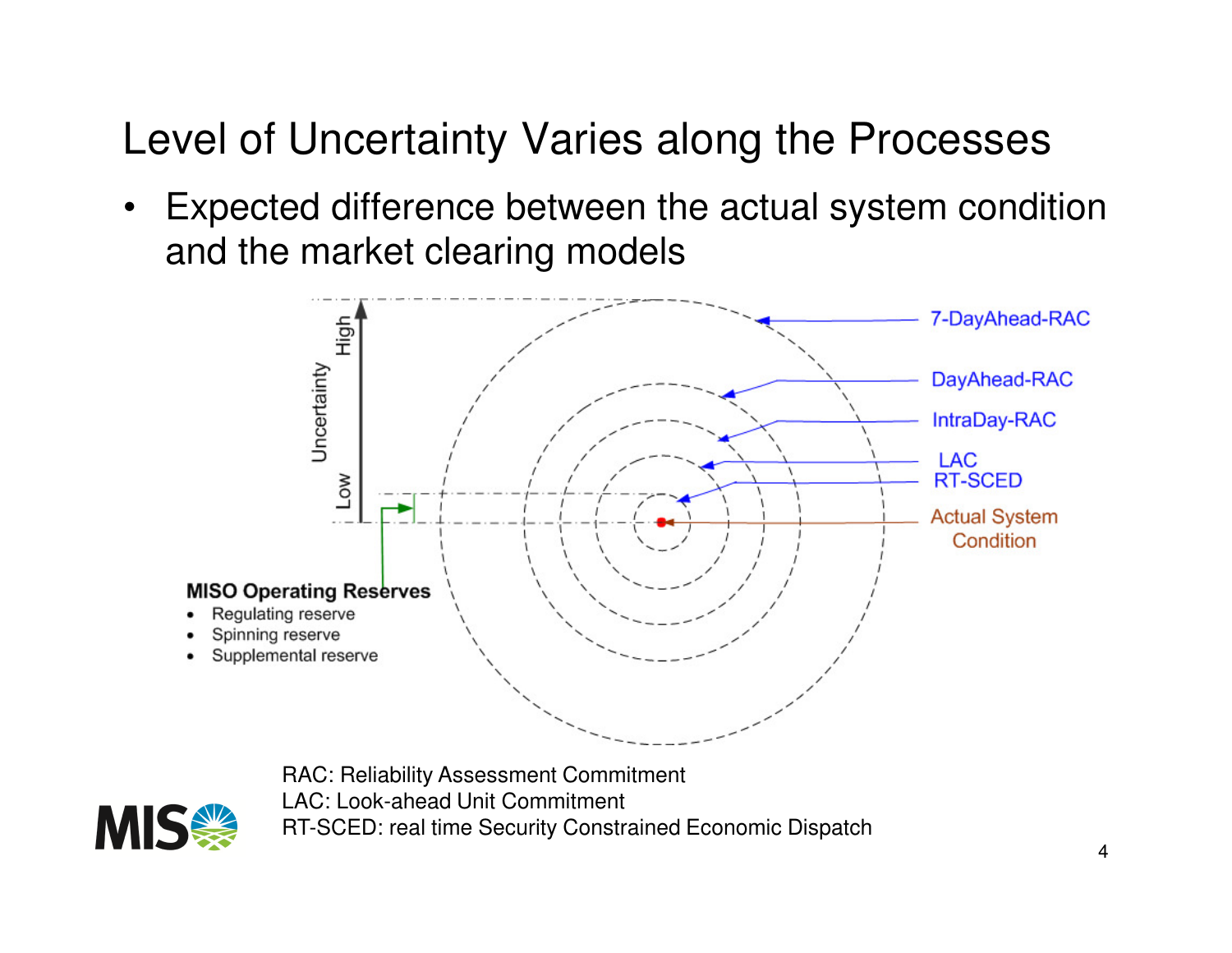# Level of Uncertainty Varies along the Processes

- Expected difference between the actual system condition and the market clearing models

Uncertainty: High / Low

7-DayAhead-RAC

DayAhead-RAC

IntraDay-RAC

LAC

RT-SCED

Actual System Condition

**MISO Operating Reserves**

- Regulating reserve
- Spinning reserve
- Supplemental reserve

RAC: Reliability Assessment Commitment
LAC: Look-ahead Unit Commitment
RT-SCED: real time Security Constrained Economic Dispatch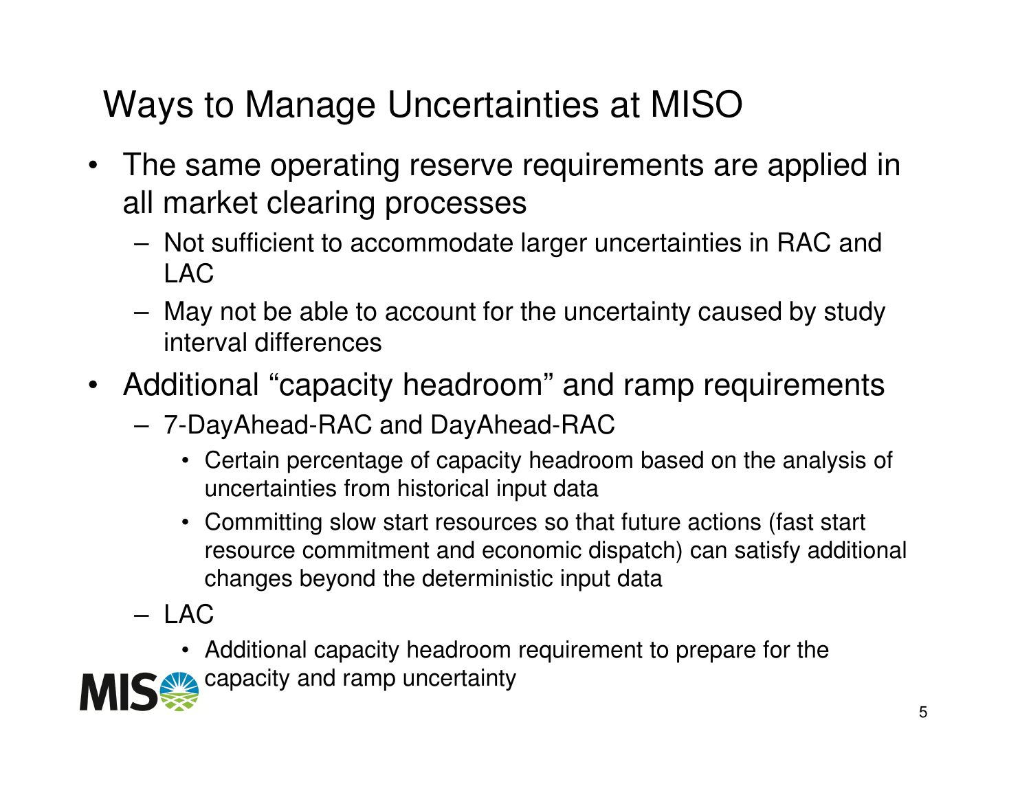# Ways to Manage Uncertainties at MISO

- The same operating reserve requirements are applied in all market clearing processes
  - Not sufficient to accommodate larger uncertainties in RAC and LAC
  - May not be able to account for the uncertainty caused by study interval differences
- Additional "capacity headroom" and ramp requirements
  - 7-DayAhead-RAC and DayAhead-RAC
    - Certain percentage of capacity headroom based on the analysis of uncertainties from historical input data
    - Committing slow start resources so that future actions (fast start resource commitment and economic dispatch) can satisfy additional changes beyond the deterministic input data
  - LAC
    - Additional capacity headroom requirement to prepare for the capacity and ramp uncertainty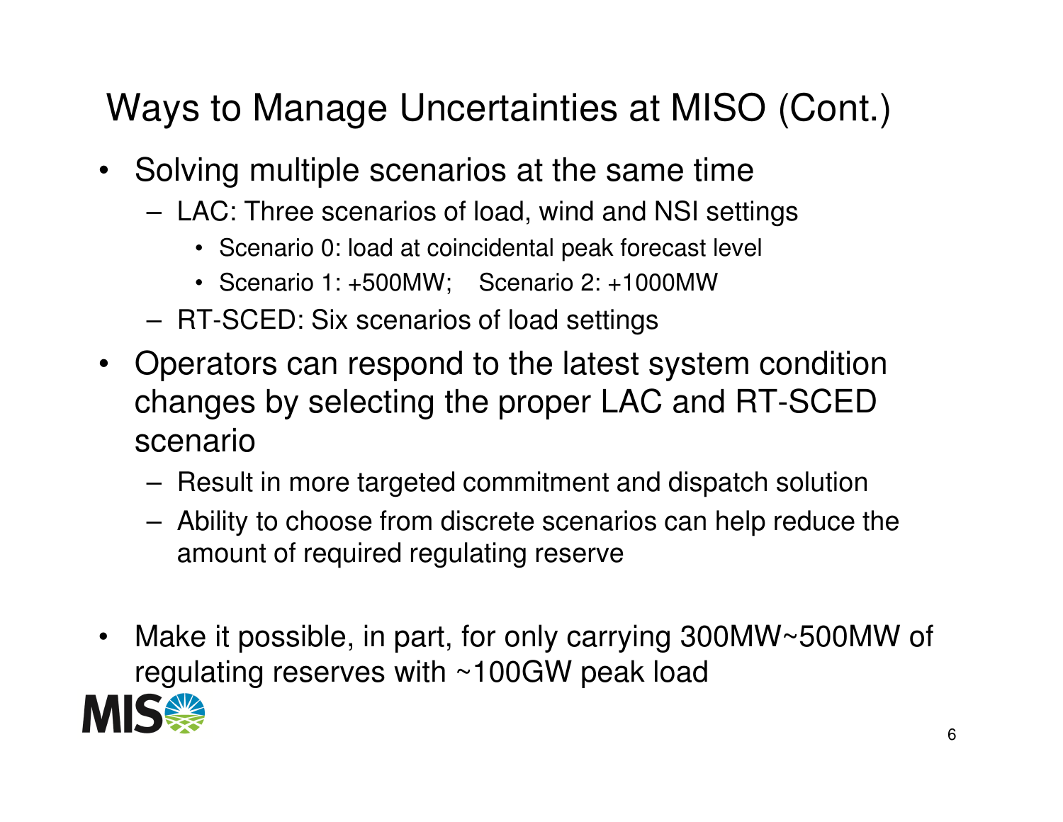# Ways to Manage Uncertainties at MISO (Cont.)

- Solving multiple scenarios at the same time
  - LAC: Three scenarios of load, wind and NSI settings
    - Scenario 0: load at coincidental peak forecast level
    - Scenario 1: +500MW; Scenario 2: +1000MW
  - RT-SCED: Six scenarios of load settings
- Operators can respond to the latest system condition changes by selecting the proper LAC and RT-SCED scenario
  - Result in more targeted commitment and dispatch solution
  - Ability to choose from discrete scenarios can help reduce the amount of required regulating reserve
- Make it possible, in part, for only carrying 300MW~500MW of regulating reserves with ~100GW peak load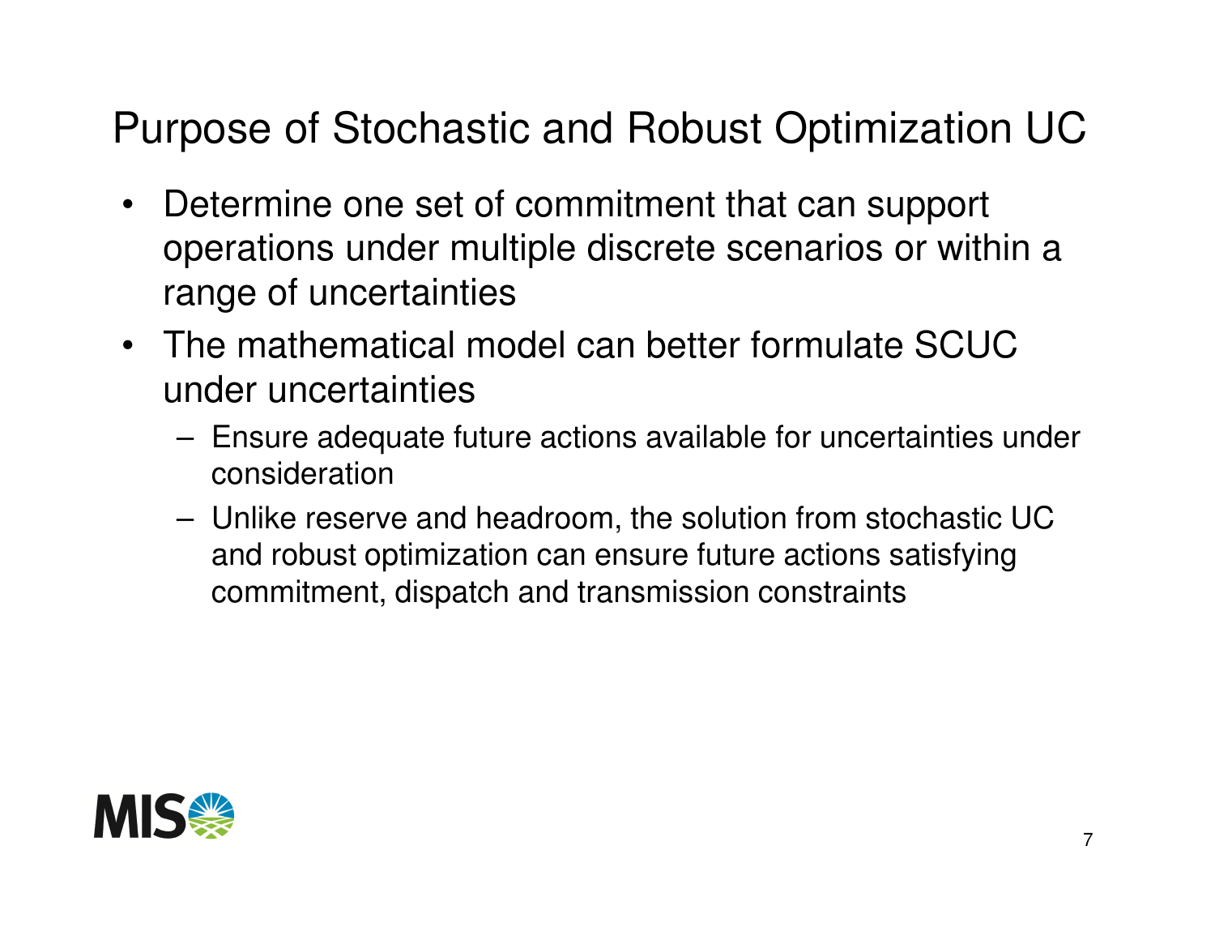# Purpose of Stochastic and Robust Optimization UC

- Determine one set of commitment that can support operations under multiple discrete scenarios or within a range of uncertainties
- The mathematical model can better formulate SCUC under uncertainties
  - Ensure adequate future actions available for uncertainties under consideration
  - Unlike reserve and headroom, the solution from stochastic UC and robust optimization can ensure future actions satisfying commitment, dispatch and transmission constraints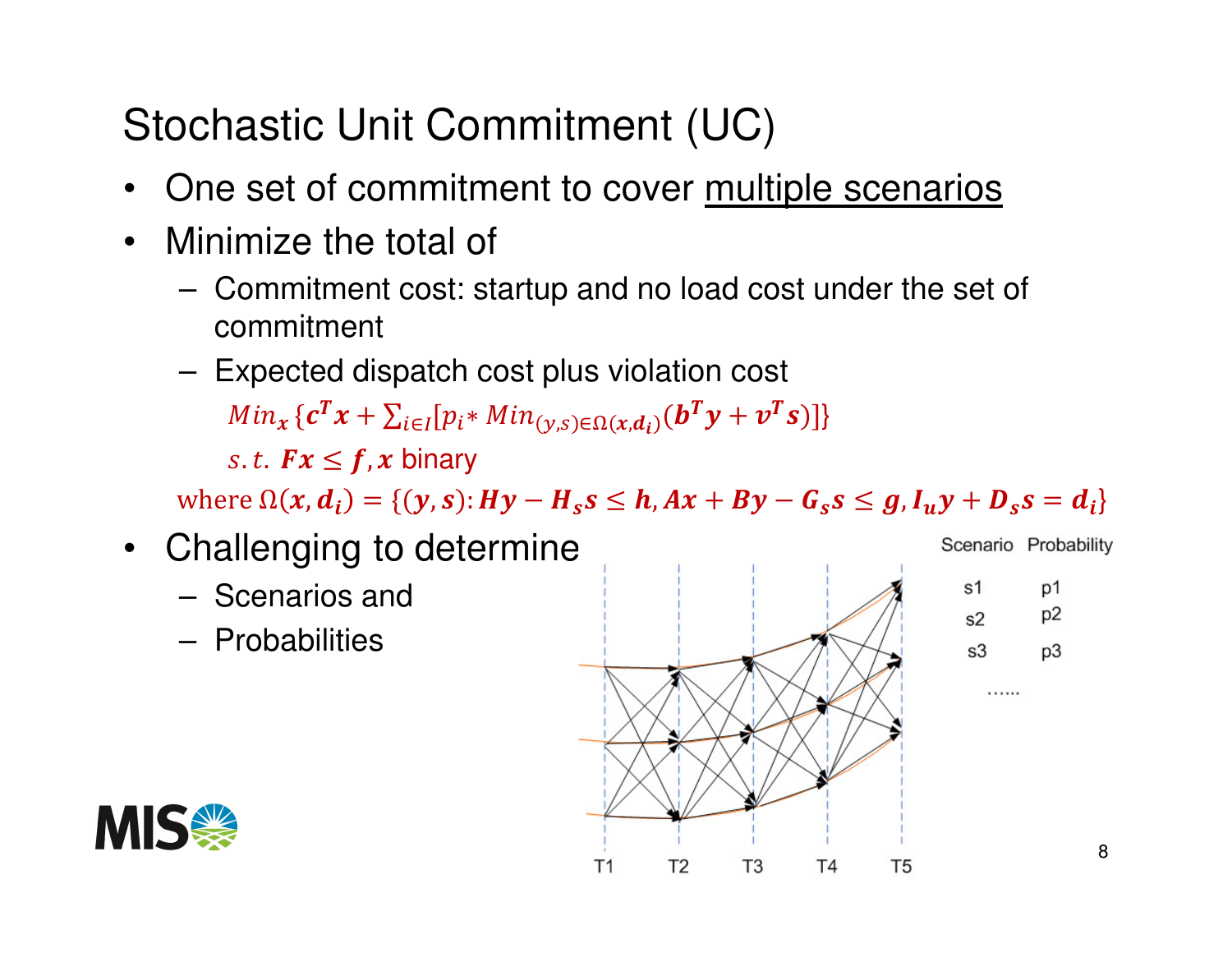# Stochastic Unit Commitment (UC)

- One set of commitment to cover multiple scenarios
- Minimize the total of
  - Commitment cost: startup and no load cost under the set of commitment
  - Expected dispatch cost plus violation cost

    $$Min_{\boldsymbol{x}} \{\boldsymbol{c}^T \boldsymbol{x} + \sum_{i \in I} [p_i * Min_{(y,s) \in \Omega(\boldsymbol{x}, \boldsymbol{d_i})} (\boldsymbol{b}^T \boldsymbol{y} + \boldsymbol{v}^T \boldsymbol{s})]\}$$

    $s.t.\ \boldsymbol{Fx} \le \boldsymbol{f}, \boldsymbol{x}$ binary

  where $\Omega(\boldsymbol{x}, \boldsymbol{d_i}) = \{(\boldsymbol{y}, \boldsymbol{s}): \boldsymbol{Hy} - \boldsymbol{H_s s} \le \boldsymbol{h}, \boldsymbol{Ax} + \boldsymbol{By} - \boldsymbol{G_s s} \le \boldsymbol{g}, \boldsymbol{I_u y} + \boldsymbol{D_s s} = \boldsymbol{d_i}\}$

- Challenging to determine
  - Scenarios and
  - Probabilities

| Scenario | Probability |
| --- | --- |
| s1 | p1 |
| s2 | p2 |
| s3 | p3 |
| …… | |

T1 T2 T3 T4 T5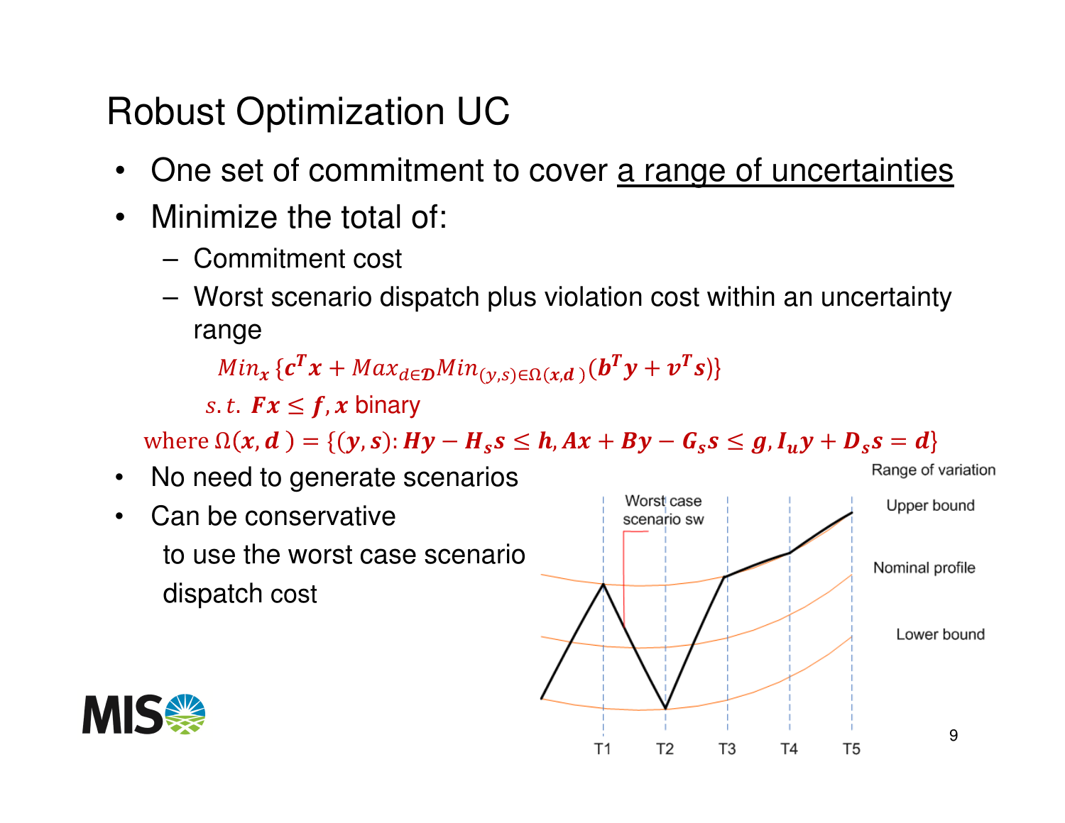# Robust Optimization UC

- One set of commitment to cover a range of uncertainties
- Minimize the total of:
  - Commitment cost
  - Worst scenario dispatch plus violation cost within an uncertainty range

$$Min_{\boldsymbol{x}} \{\boldsymbol{c}^T\boldsymbol{x} + Max_{\boldsymbol{d}\in\mathcal{D}} Min_{(\boldsymbol{y},\boldsymbol{s})\in\Omega(\boldsymbol{x},\boldsymbol{d})} (\boldsymbol{b}^T\boldsymbol{y} + \boldsymbol{v}^T\boldsymbol{s})\}$$

$$s.t.\ \boldsymbol{Fx} \le \boldsymbol{f}, \boldsymbol{x} \text{ binary}$$

$$\text{where } \Omega(\boldsymbol{x},\boldsymbol{d}) = \{(\boldsymbol{y},\boldsymbol{s}): \boldsymbol{Hy} - \boldsymbol{H_s s} \le \boldsymbol{h}, \boldsymbol{Ax} + \boldsymbol{By} - \boldsymbol{G_s s} \le \boldsymbol{g}, \boldsymbol{I_u y} + \boldsymbol{D_s s} = \boldsymbol{d}\}$$

- No need to generate scenarios
- Can be conservative

  to use the worst case scenario dispatch cost

Range of variation

Worst case scenario sw

Upper bound

Nominal profile

Lower bound

T1 T2 T3 T4 T5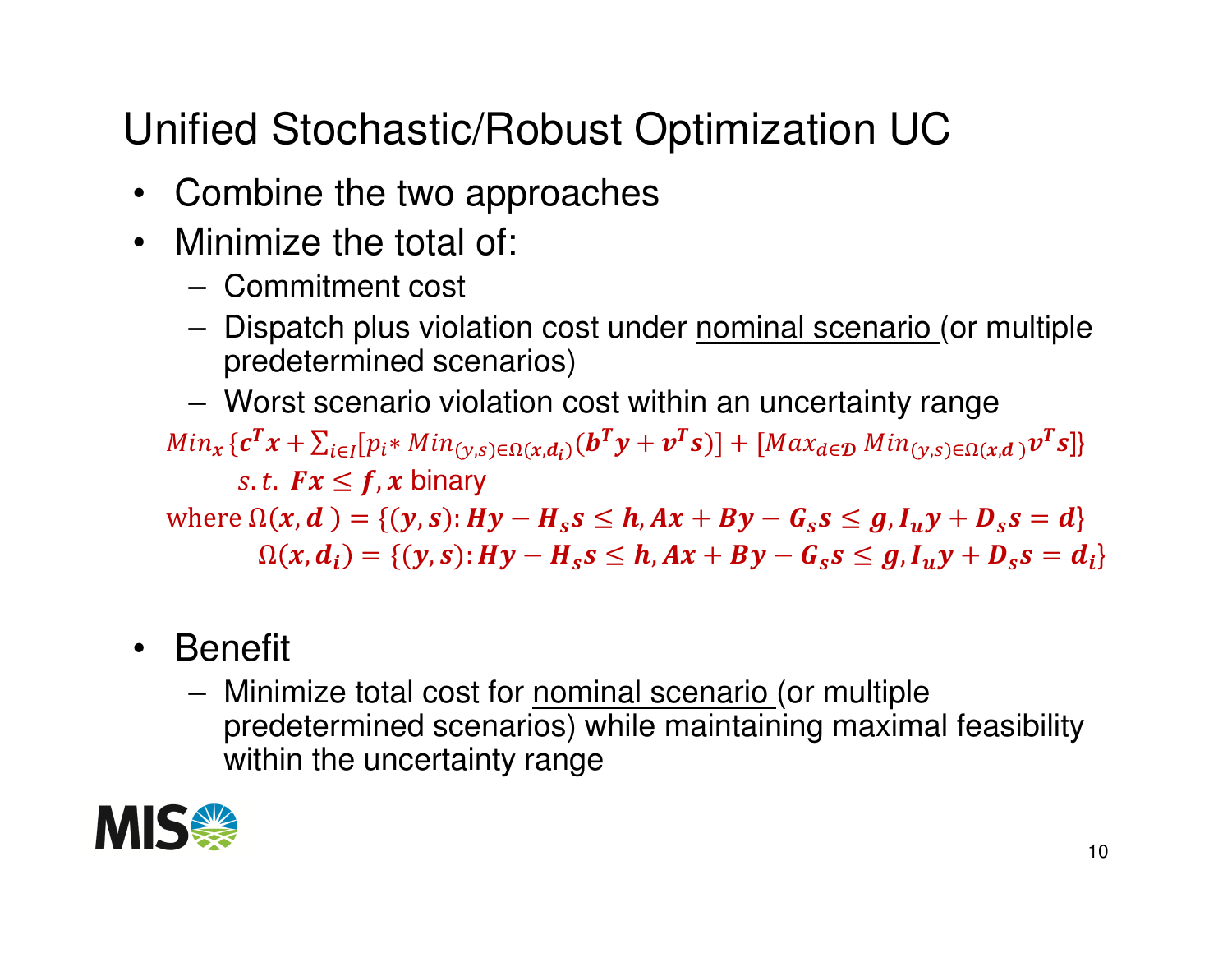# Unified Stochastic/Robust Optimization UC

- Combine the two approaches
- Minimize the total of:
  - Commitment cost
  - Dispatch plus violation cost under nominal scenario (or multiple predetermined scenarios)
  - Worst scenario violation cost within an uncertainty range

$$Min_{x}\{\boldsymbol{c^T x} + \sum_{i\in I}[p_i * Min_{(y,s)\in\Omega(\boldsymbol{x},\boldsymbol{d_i})}(\boldsymbol{b^T y} + \boldsymbol{v^T s})] + [Max_{d\in\boldsymbol{\mathcal{D}}}\, Min_{(y,s)\in\Omega(\boldsymbol{x},\boldsymbol{d})}\boldsymbol{v^T s}]\}$$

$$s.t.\ \boldsymbol{Fx} \leq \boldsymbol{f}, \boldsymbol{x} \text{ binary}$$

$$\text{where } \Omega(\boldsymbol{x},\boldsymbol{d}) = \{(\boldsymbol{y},\boldsymbol{s}): \boldsymbol{Hy} - \boldsymbol{H_s s} \leq \boldsymbol{h}, \boldsymbol{Ax} + \boldsymbol{By} - \boldsymbol{G_s s} \leq \boldsymbol{g}, \boldsymbol{I_u y} + \boldsymbol{D_s s} = \boldsymbol{d}\}$$

$$\Omega(\boldsymbol{x},\boldsymbol{d_i}) = \{(\boldsymbol{y},\boldsymbol{s}): \boldsymbol{Hy} - \boldsymbol{H_s s} \leq \boldsymbol{h}, \boldsymbol{Ax} + \boldsymbol{By} - \boldsymbol{G_s s} \leq \boldsymbol{g}, \boldsymbol{I_u y} + \boldsymbol{D_s s} = \boldsymbol{d_i}\}$$

- Benefit
  - Minimize total cost for nominal scenario (or multiple predetermined scenarios) while maintaining maximal feasibility within the uncertainty range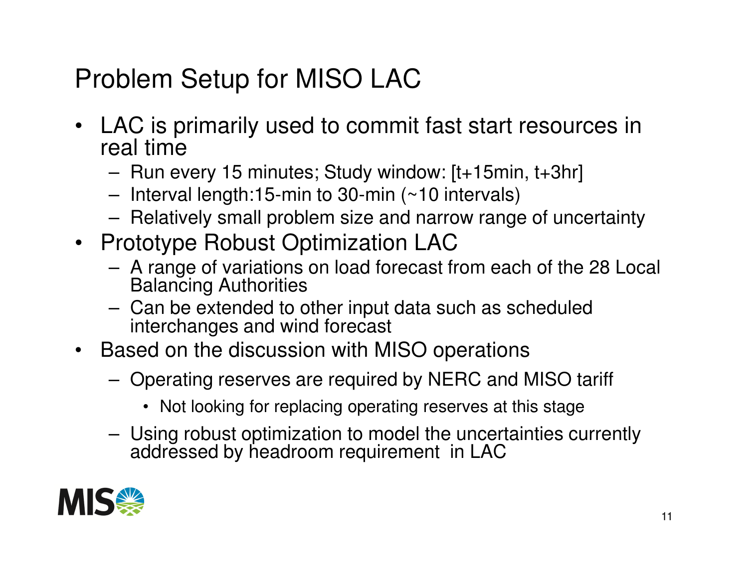# Problem Setup for MISO LAC

- LAC is primarily used to commit fast start resources in real time
  - Run every 15 minutes; Study window: [t+15min, t+3hr]
  - Interval length:15-min to 30-min (~10 intervals)
  - Relatively small problem size and narrow range of uncertainty
- Prototype Robust Optimization LAC
  - A range of variations on load forecast from each of the 28 Local Balancing Authorities
  - Can be extended to other input data such as scheduled interchanges and wind forecast
- Based on the discussion with MISO operations
  - Operating reserves are required by NERC and MISO tariff
    - Not looking for replacing operating reserves at this stage
  - Using robust optimization to model the uncertainties currently addressed by headroom requirement in LAC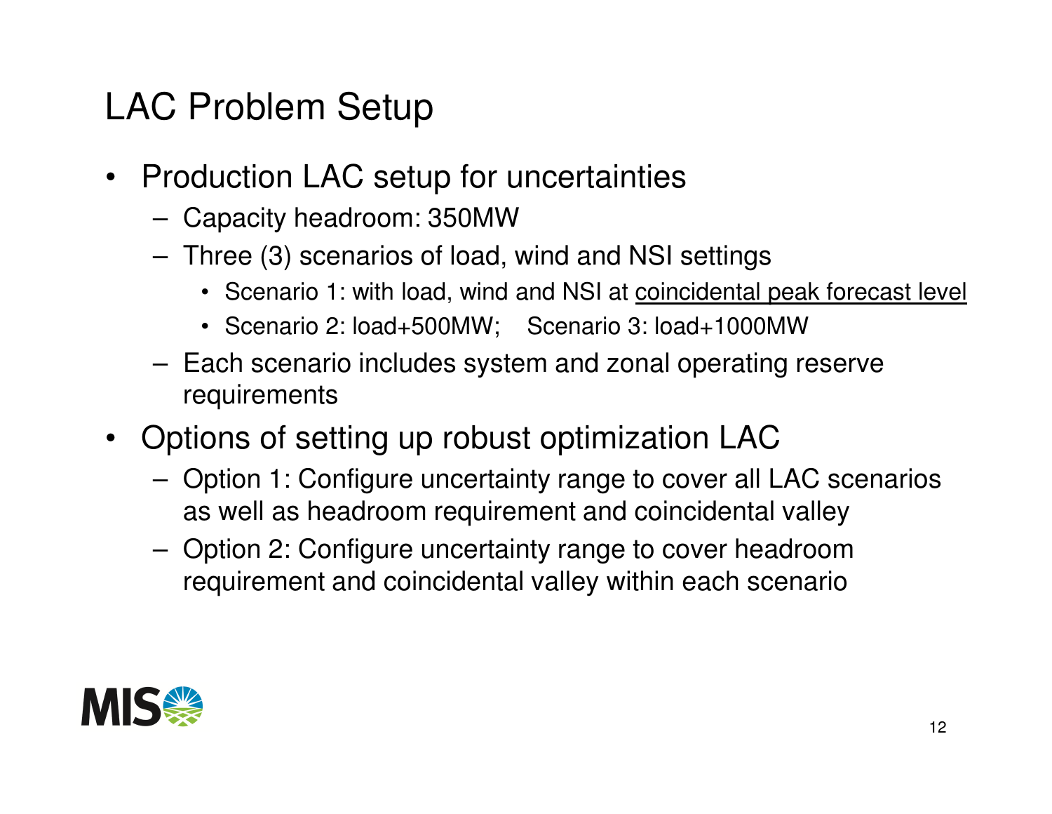# LAC Problem Setup

- Production LAC setup for uncertainties
  - Capacity headroom: 350MW
  - Three (3) scenarios of load, wind and NSI settings
    - Scenario 1: with load, wind and NSI at coincidental peak forecast level
    - Scenario 2: load+500MW;    Scenario 3: load+1000MW
  - Each scenario includes system and zonal operating reserve requirements
- Options of setting up robust optimization LAC
  - Option 1: Configure uncertainty range to cover all LAC scenarios as well as headroom requirement and coincidental valley
  - Option 2: Configure uncertainty range to cover headroom requirement and coincidental valley within each scenario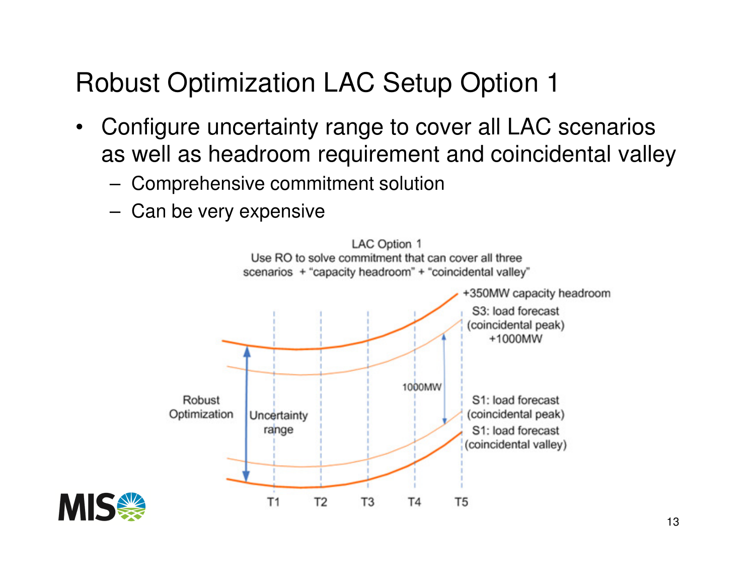# Robust Optimization LAC Setup Option 1

- Configure uncertainty range to cover all LAC scenarios as well as headroom requirement and coincidental valley
  - Comprehensive commitment solution
  - Can be very expensive

LAC Option 1
Use RO to solve commitment that can cover all three scenarios + "capacity headroom" + "coincidental valley"

+350MW capacity headroom

S3: load forecast (coincidental peak) +1000MW

1000MW

Robust Optimization

Uncertainty range

S1: load forecast (coincidental peak)

S1: load forecast (coincidental valley)

T1 T2 T3 T4 T5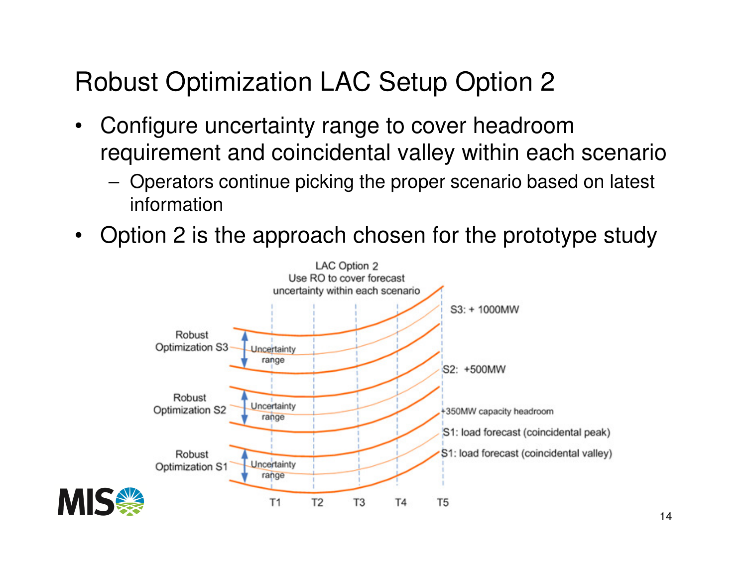# Robust Optimization LAC Setup Option 2

- Configure uncertainty range to cover headroom requirement and coincidental valley within each scenario
  - Operators continue picking the proper scenario based on latest information
- Option 2 is the approach chosen for the prototype study

LAC Option 2
Use RO to cover forecast uncertainty within each scenario

Robust Optimization S3 — Uncertainty range — S3: + 1000MW

Robust Optimization S2 — Uncertainty range — S2: +500MW

+350MW capacity headroom

Robust Optimization S1 — Uncertainty range — S1: load forecast (coincidental peak) — S1: load forecast (coincidental valley)

T1 T2 T3 T4 T5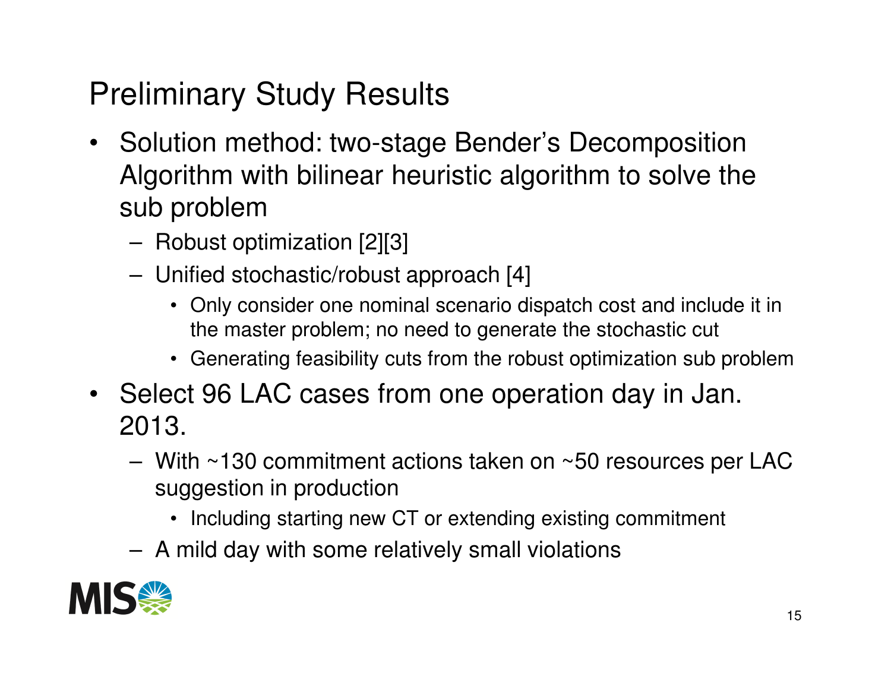# Preliminary Study Results

- Solution method: two-stage Bender's Decomposition Algorithm with bilinear heuristic algorithm to solve the sub problem
  - Robust optimization [2][3]
  - Unified stochastic/robust approach [4]
    - Only consider one nominal scenario dispatch cost and include it in the master problem; no need to generate the stochastic cut
    - Generating feasibility cuts from the robust optimization sub problem
- Select 96 LAC cases from one operation day in Jan. 2013.
  - With ~130 commitment actions taken on ~50 resources per LAC suggestion in production
    - Including starting new CT or extending existing commitment
  - A mild day with some relatively small violations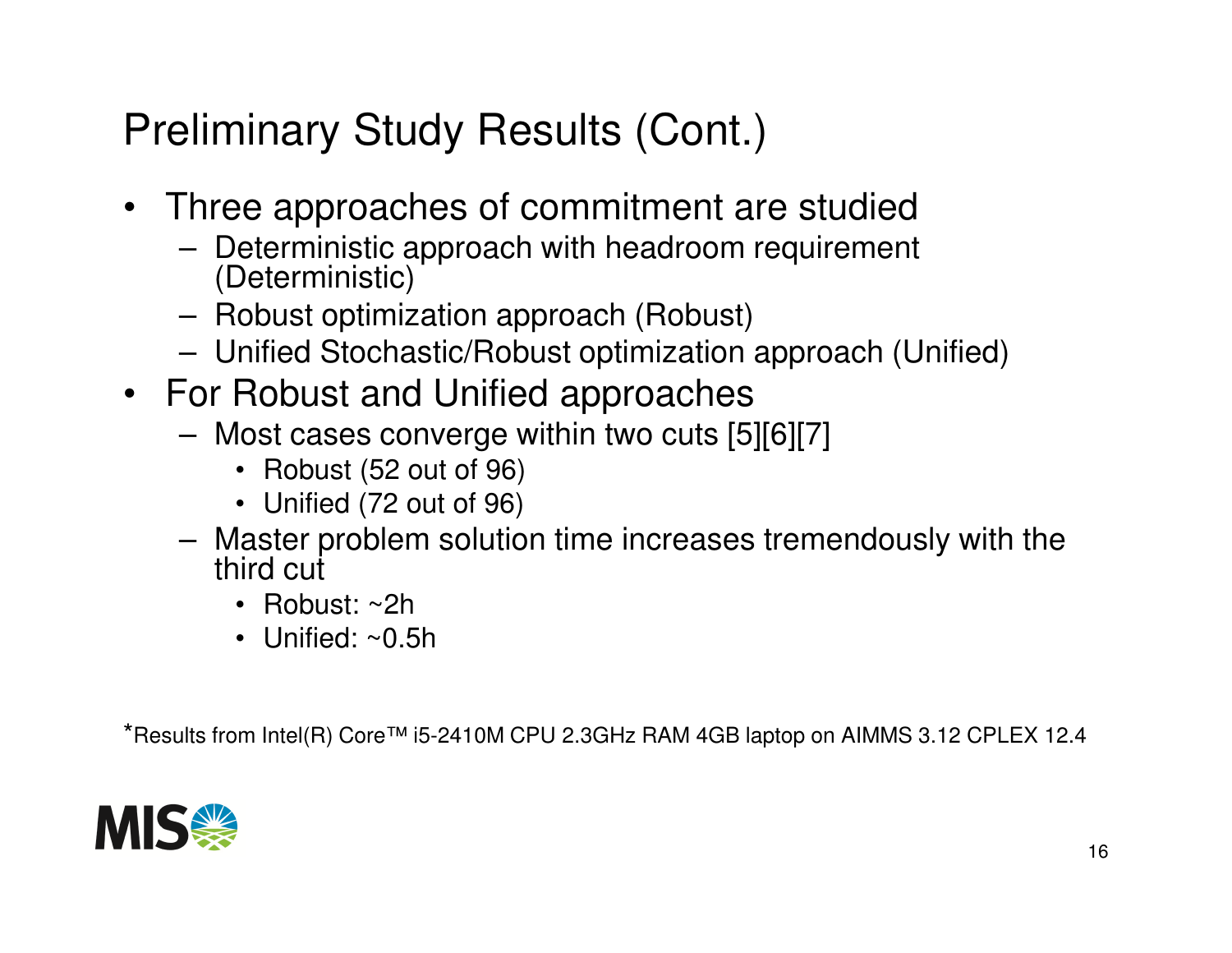# Preliminary Study Results (Cont.)

- Three approaches of commitment are studied
  - Deterministic approach with headroom requirement (Deterministic)
  - Robust optimization approach (Robust)
  - Unified Stochastic/Robust optimization approach (Unified)
- For Robust and Unified approaches
  - Most cases converge within two cuts [5][6][7]
    - Robust (52 out of 96)
    - Unified (72 out of 96)
  - Master problem solution time increases tremendously with the third cut
    - Robust: ~2h
    - Unified: ~0.5h

*Results from Intel(R) Core™ i5-2410M CPU 2.3GHz RAM 4GB laptop on AIMMS 3.12 CPLEX 12.4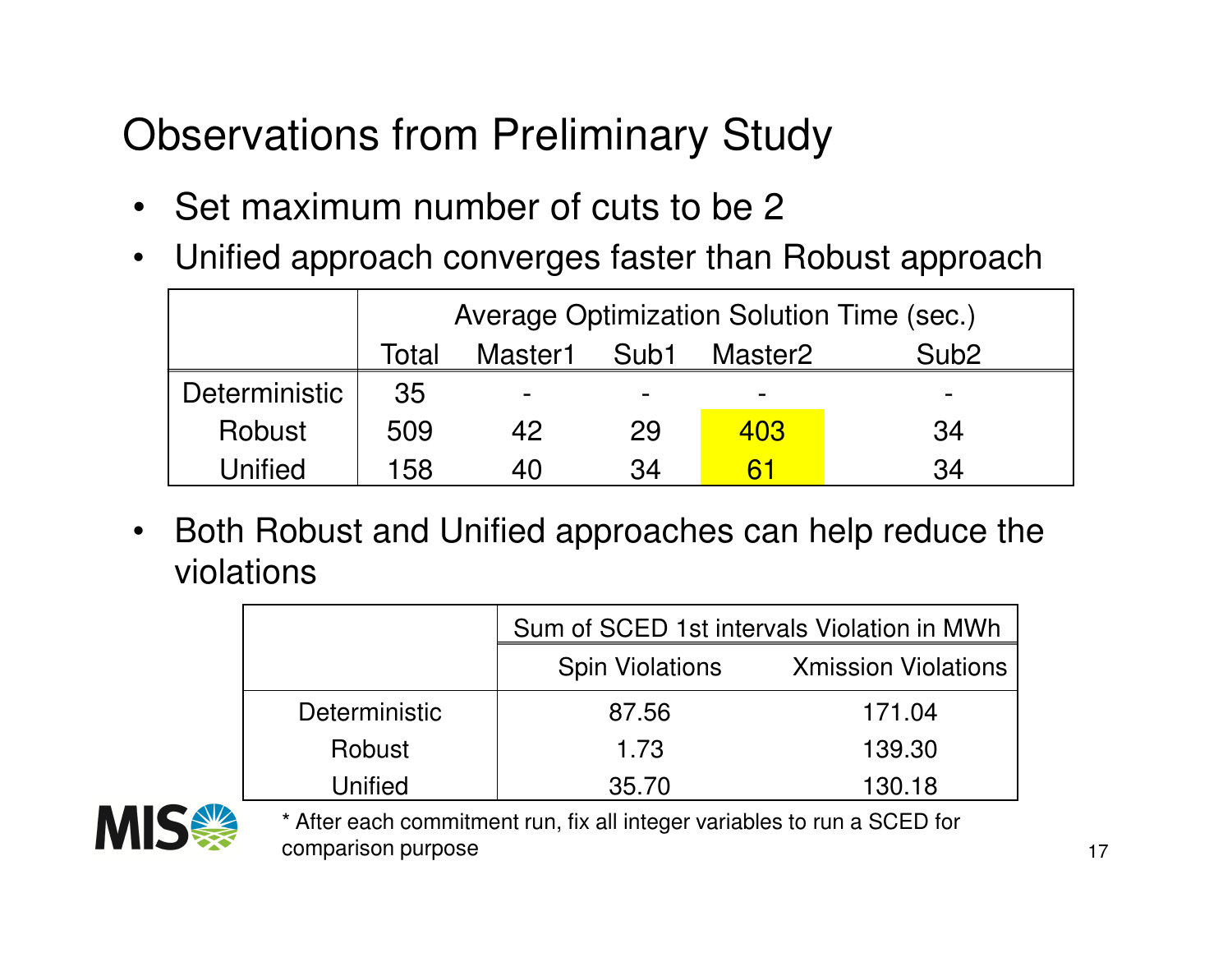# Observations from Preliminary Study

- Set maximum number of cuts to be 2
- Unified approach converges faster than Robust approach

| | Average Optimization Solution Time (sec.) | | | | |
|---|---|---|---|---|---|
| | Total | Master1 | Sub1 | Master2 | Sub2 |
| Deterministic | 35 | - | - | - | - |
| Robust | 509 | 42 | 29 | 403 | 34 |
| Unified | 158 | 40 | 34 | 61 | 34 |

- Both Robust and Unified approaches can help reduce the violations

| | Sum of SCED 1st intervals Violation in MWh | |
|---|---|---|
| | Spin Violations | Xmission Violations |
| Deterministic | 87.56 | 171.04 |
| Robust | 1.73 | 139.30 |
| Unified | 35.70 | 130.18 |

* After each commitment run, fix all integer variables to run a SCED for comparison purpose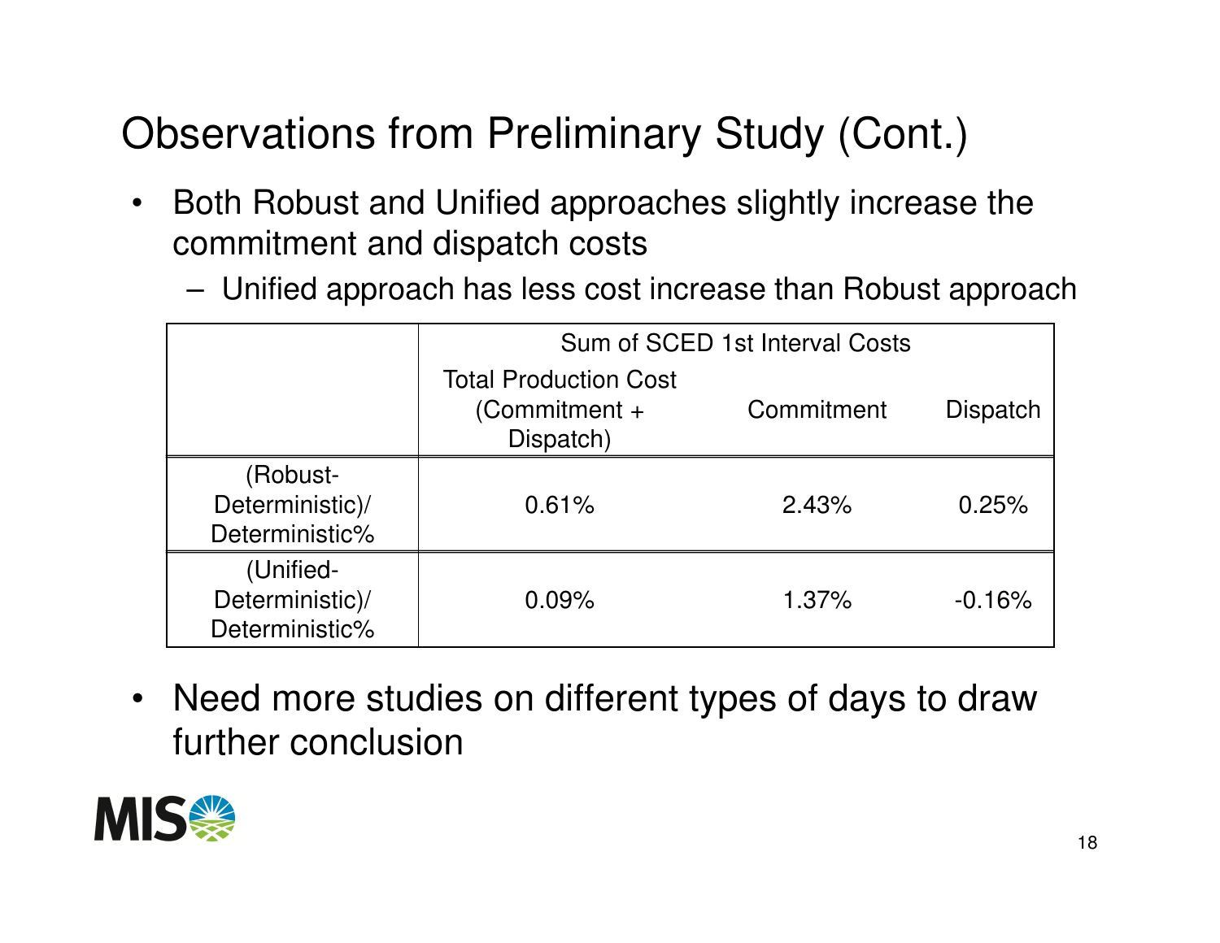# Observations from Preliminary Study (Cont.)

- Both Robust and Unified approaches slightly increase the commitment and dispatch costs
  - Unified approach has less cost increase than Robust approach

| | Sum of SCED 1st Interval Costs | | |
|---|---|---|---|
| | Total Production Cost (Commitment + Dispatch) | Commitment | Dispatch |
| (Robust-Deterministic)/ Deterministic% | 0.61% | 2.43% | 0.25% |
| (Unified-Deterministic)/ Deterministic% | 0.09% | 1.37% | -0.16% |

- Need more studies on different types of days to draw further conclusion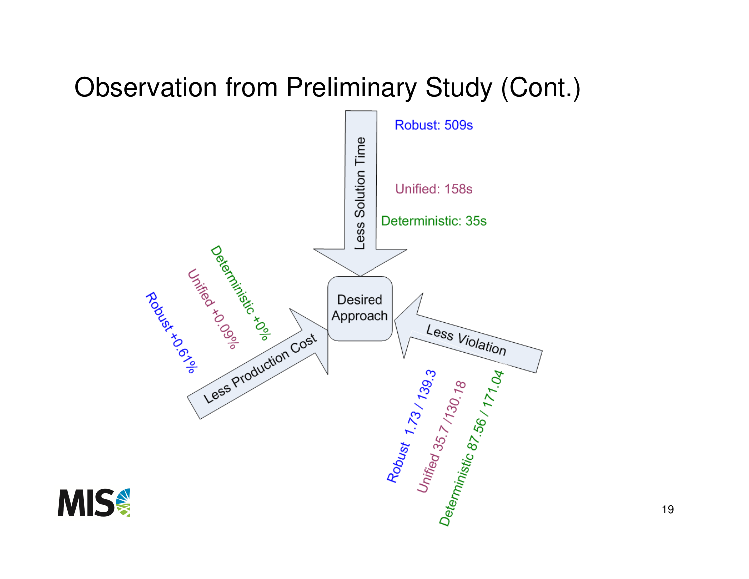# Observation from Preliminary Study (Cont.)

Less Solution Time

Robust: 509s

Unified: 158s

Deterministic: 35s

Desired Approach

Less Production Cost

Deterministic +0%

Unified +0.09%

Robust +0.61%

Less Violation

Robust 1.73 / 139.3

Unified 35.7 /130.18

Deterministic 87.56 / 171.04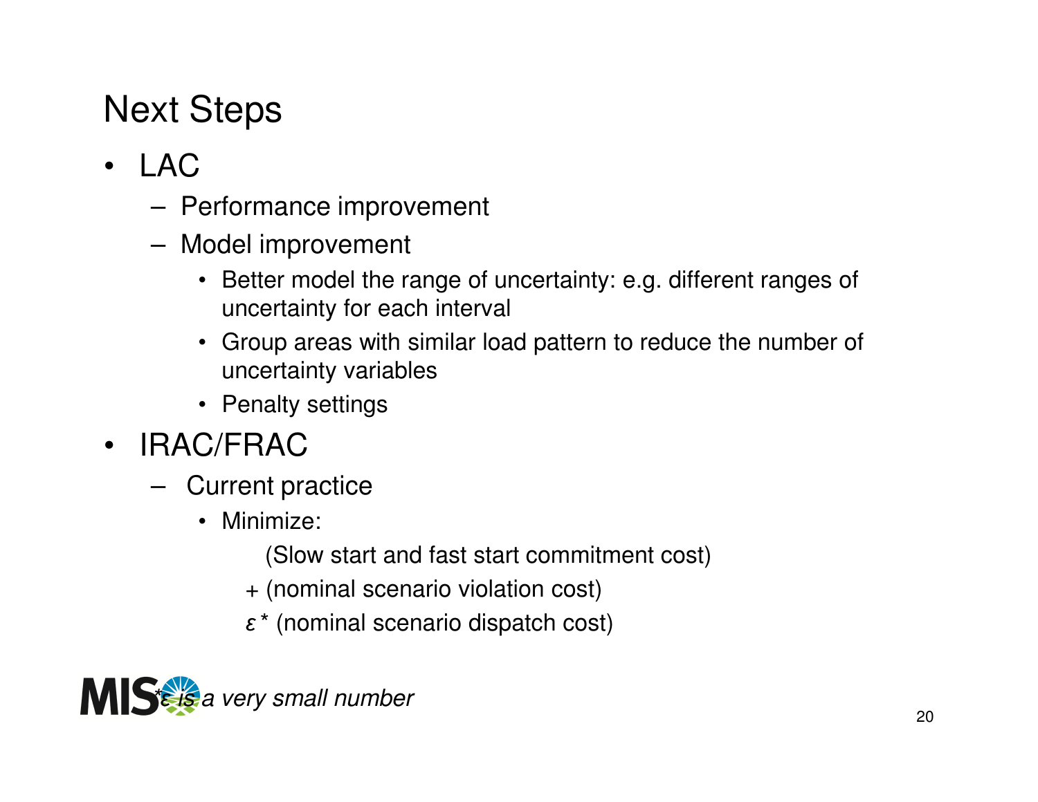# Next Steps

- LAC
  - Performance improvement
  - Model improvement
    - Better model the range of uncertainty: e.g. different ranges of uncertainty for each interval
    - Group areas with similar load pattern to reduce the number of uncertainty variables
    - Penalty settings
- IRAC/FRAC
  - Current practice
    - Minimize:

      (Slow start and fast start commitment cost)

      \+ (nominal scenario violation cost)

      $\varepsilon$* (nominal scenario dispatch cost)

*$\varepsilon$ is a very small number*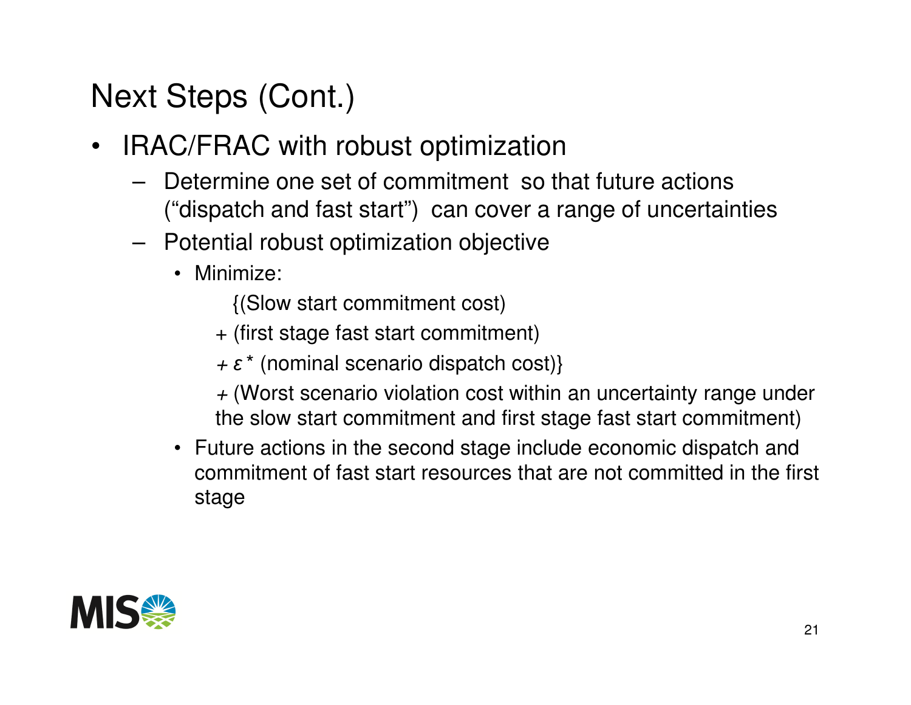# Next Steps (Cont.)

- IRAC/FRAC with robust optimization
  - Determine one set of commitment so that future actions ("dispatch and fast start") can cover a range of uncertainties
  - Potential robust optimization objective
    - Minimize:

      {(Slow start commitment cost)

      + (first stage fast start commitment)

      + $\varepsilon$* (nominal scenario dispatch cost)}

      + (Worst scenario violation cost within an uncertainty range under the slow start commitment and first stage fast start commitment)
    - Future actions in the second stage include economic dispatch and commitment of fast start resources that are not committed in the first stage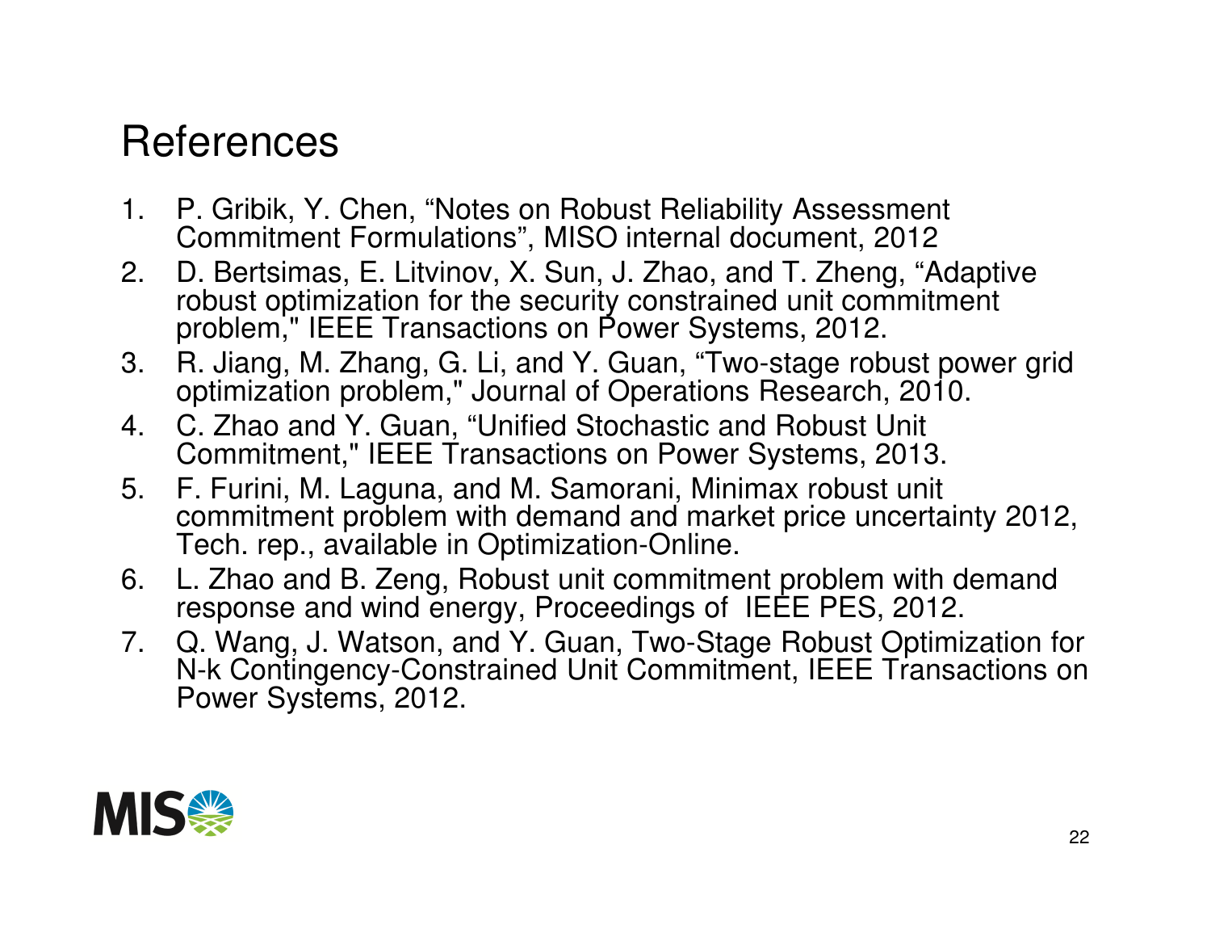# References

1. P. Gribik, Y. Chen, “Notes on Robust Reliability Assessment Commitment Formulations”, MISO internal document, 2012
2. D. Bertsimas, E. Litvinov, X. Sun, J. Zhao, and T. Zheng, “Adaptive robust optimization for the security constrained unit commitment problem," IEEE Transactions on Power Systems, 2012.
3. R. Jiang, M. Zhang, G. Li, and Y. Guan, “Two-stage robust power grid optimization problem," Journal of Operations Research, 2010.
4. C. Zhao and Y. Guan, “Unified Stochastic and Robust Unit Commitment," IEEE Transactions on Power Systems, 2013.
5. F. Furini, M. Laguna, and M. Samorani, Minimax robust unit commitment problem with demand and market price uncertainty 2012, Tech. rep., available in Optimization-Online.
6. L. Zhao and B. Zeng, Robust unit commitment problem with demand response and wind energy, Proceedings of IEEE PES, 2012.
7. Q. Wang, J. Watson, and Y. Guan, Two-Stage Robust Optimization for N-k Contingency-Constrained Unit Commitment, IEEE Transactions on Power Systems, 2012.